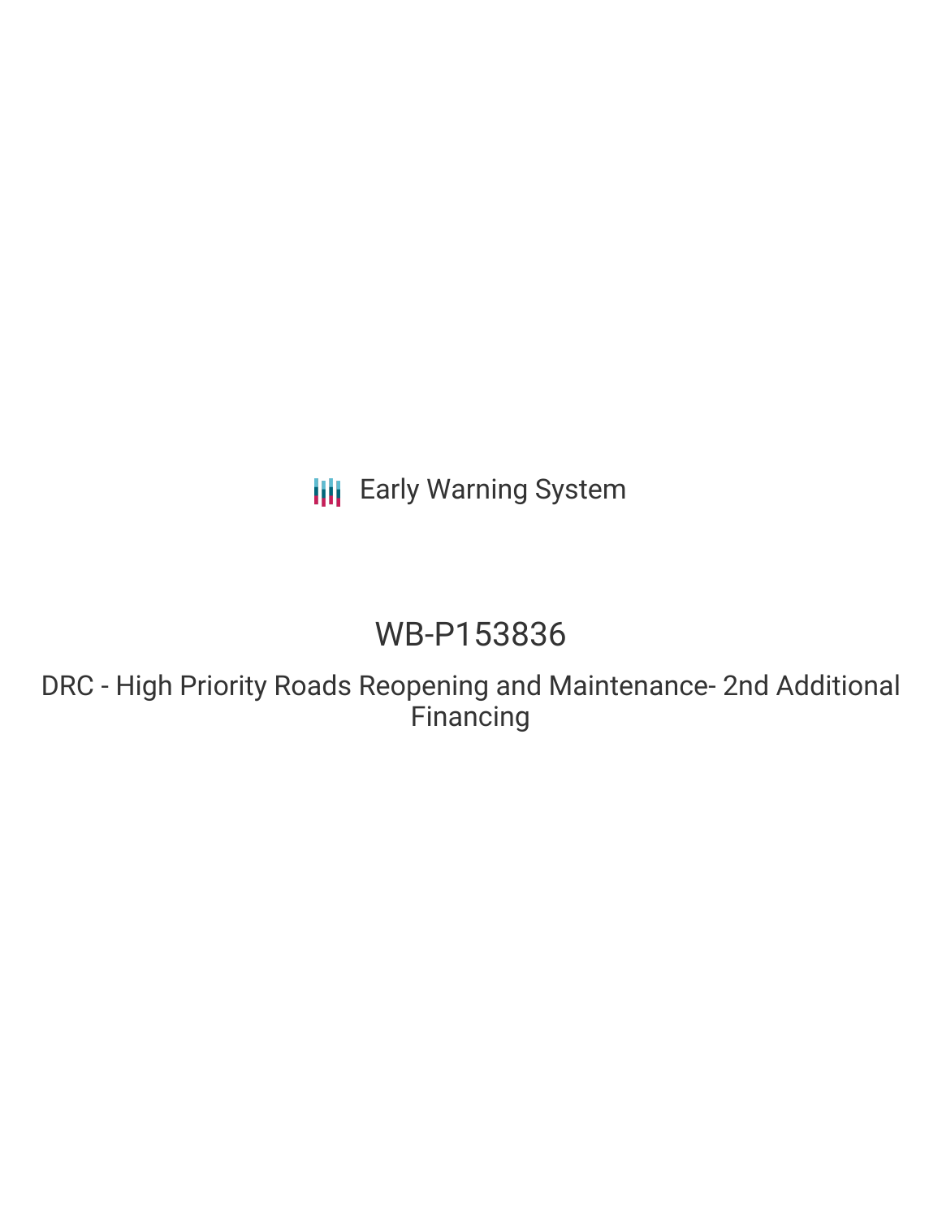Early Warning System

# WB-P153836

## DRC - High Priority Roads Reopening and Maintenance- 2nd Additional Financing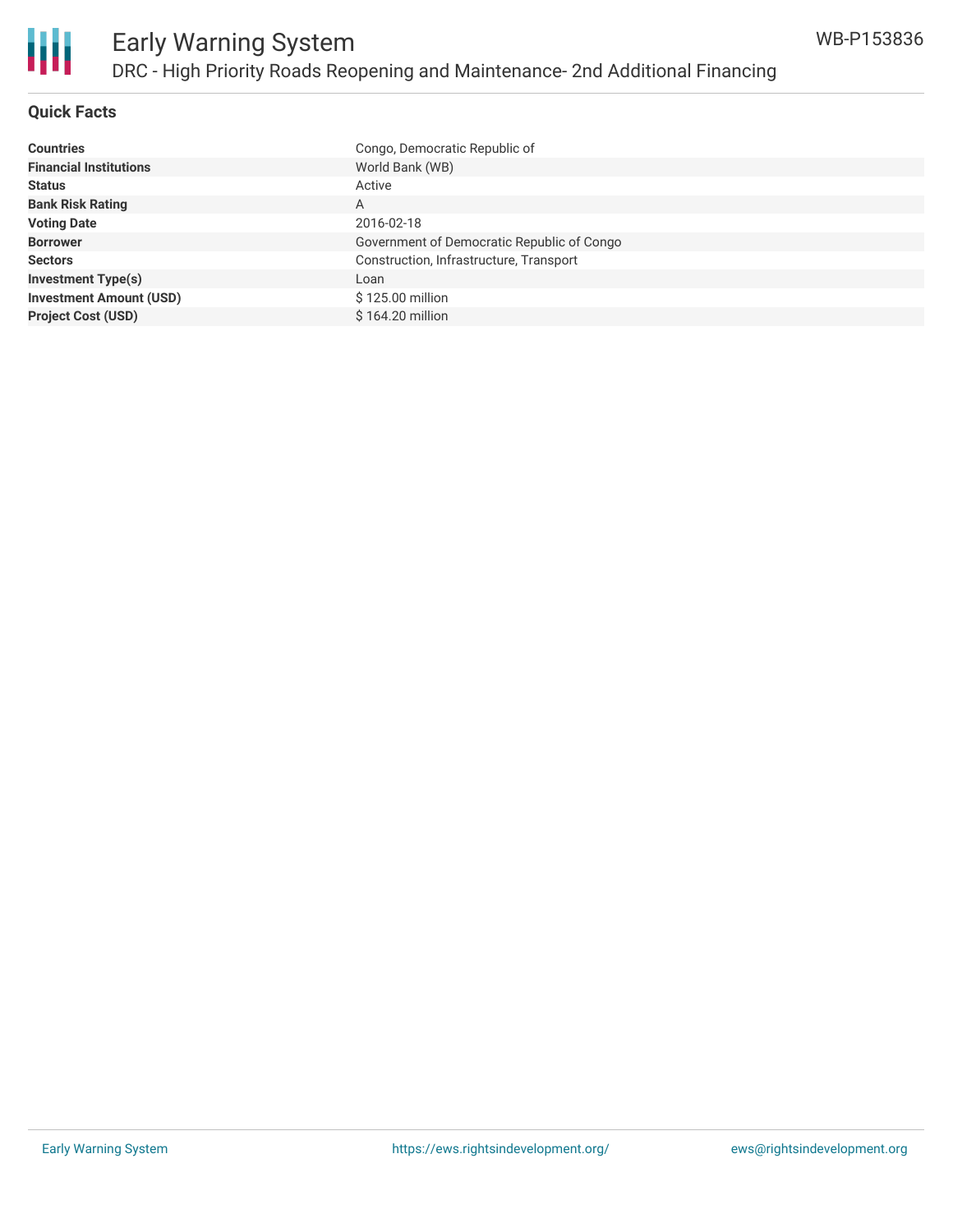# Early Warning System

## DRC - High Priority Roads Reopening and Maintenance- 2nd Additional Financing

WB-P153836

### Quick Facts

| | |
|---|---|
| **Countries** | Congo, Democratic Republic of |
| **Financial Institutions** | World Bank (WB) |
| **Status** | Active |
| **Bank Risk Rating** | A |
| **Voting Date** | 2016-02-18 |
| **Borrower** | Government of Democratic Republic of Congo |
| **Sectors** | Construction, Infrastructure, Transport |
| **Investment Type(s)** | Loan |
| **Investment Amount (USD)** | $ 125.00 million |
| **Project Cost (USD)** | $ 164.20 million |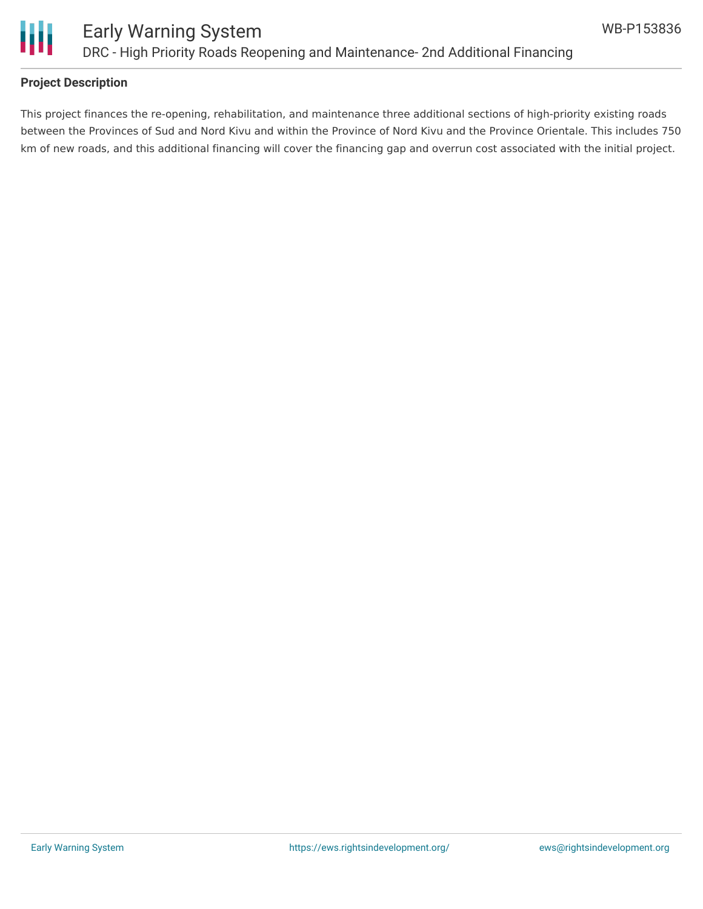## Project Description

This project finances the re-opening, rehabilitation, and maintenance three additional sections of high-priority existing roads between the Provinces of Sud and Nord Kivu and within the Province of Nord Kivu and the Province Orientale. This includes 750 km of new roads, and this additional financing will cover the financing gap and overrun cost associated with the initial project.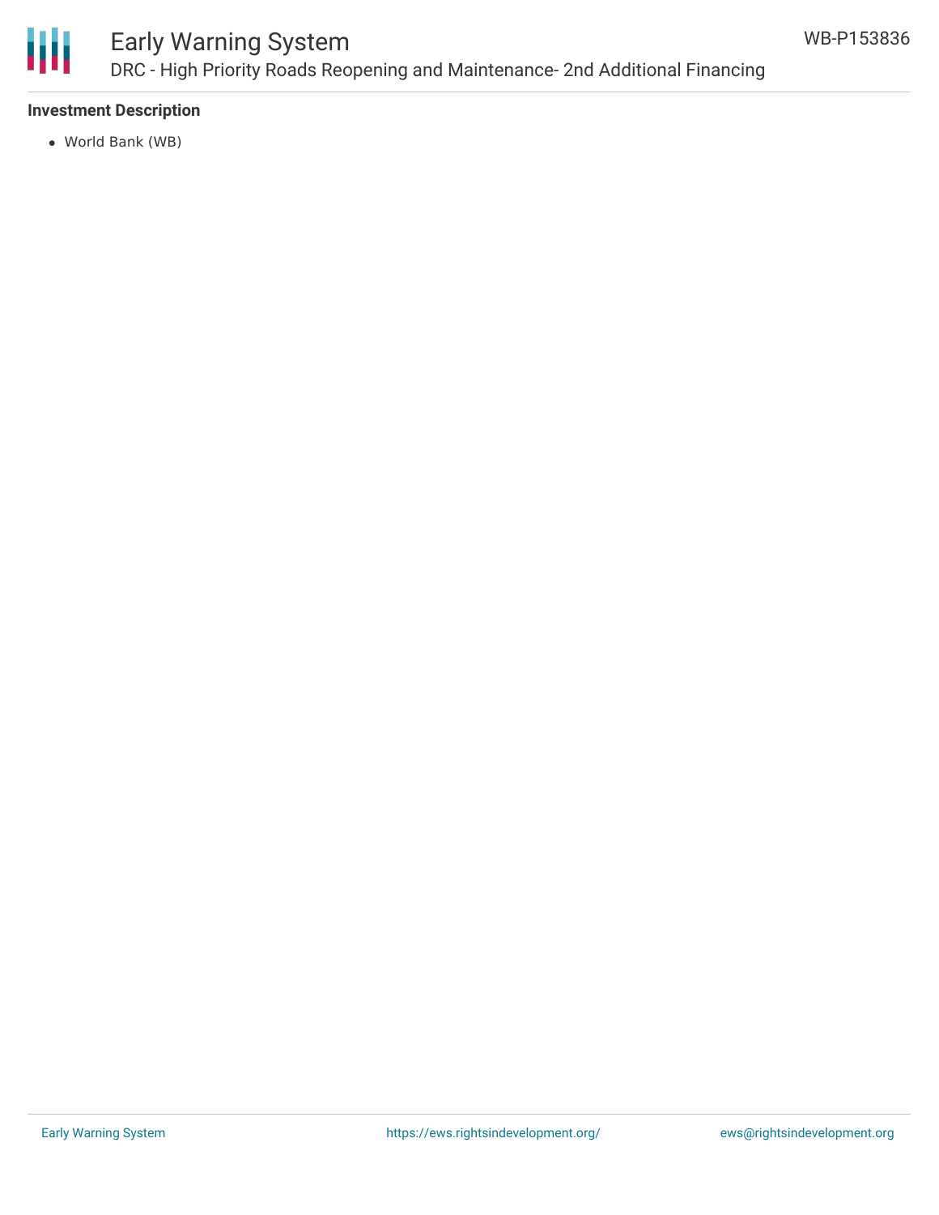**Investment Description**

- World Bank (WB)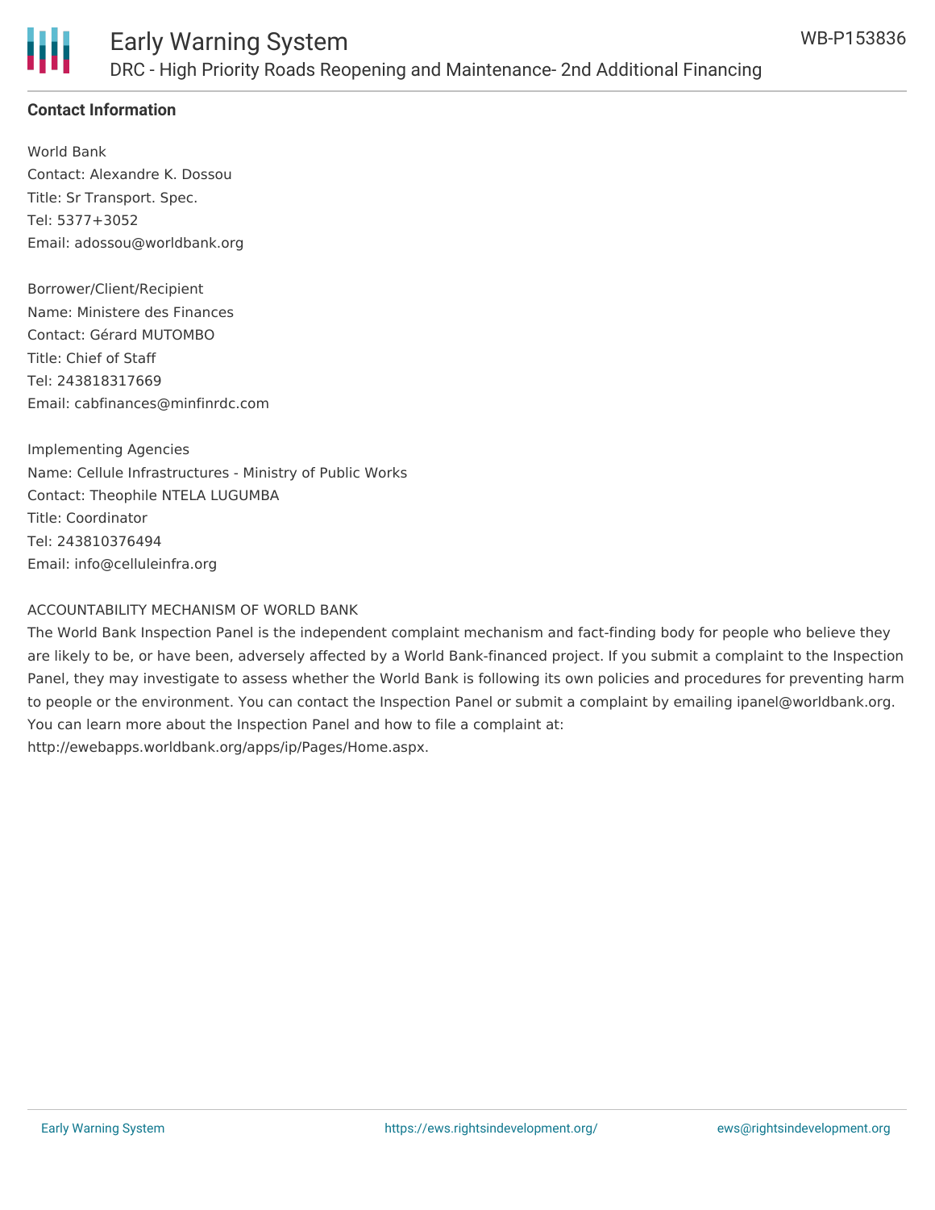### Contact Information

World Bank
Contact: Alexandre K. Dossou
Title: Sr Transport. Spec.
Tel: 5377+3052
Email: adossou@worldbank.org

Borrower/Client/Recipient
Name: Ministere des Finances
Contact: Gérard MUTOMBO
Title: Chief of Staff
Tel: 243818317669
Email: cabfinances@minfinrdc.com

Implementing Agencies
Name: Cellule Infrastructures - Ministry of Public Works
Contact: Theophile NTELA LUGUMBA
Title: Coordinator
Tel: 243810376494
Email: info@celluleinfra.org

ACCOUNTABILITY MECHANISM OF WORLD BANK

The World Bank Inspection Panel is the independent complaint mechanism and fact-finding body for people who believe they are likely to be, or have been, adversely affected by a World Bank-financed project. If you submit a complaint to the Inspection Panel, they may investigate to assess whether the World Bank is following its own policies and procedures for preventing harm to people or the environment. You can contact the Inspection Panel or submit a complaint by emailing ipanel@worldbank.org. You can learn more about the Inspection Panel and how to file a complaint at: http://ewebapps.worldbank.org/apps/ip/Pages/Home.aspx.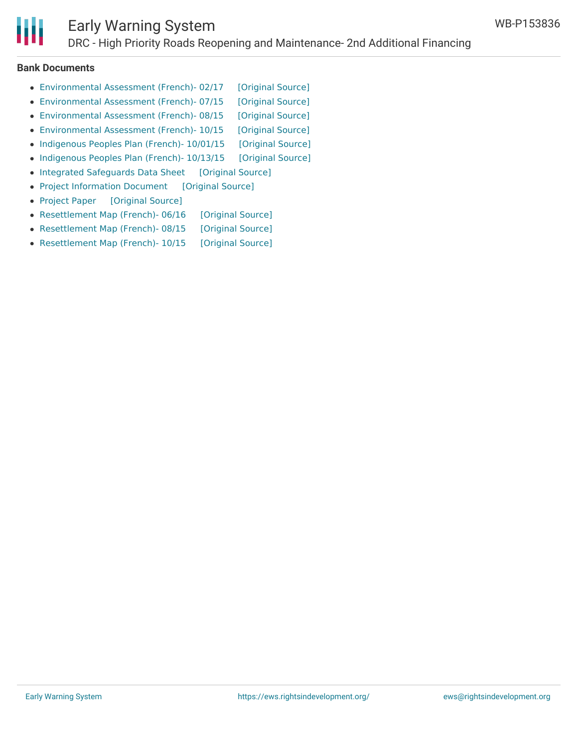**Bank Documents**

- Environmental Assessment (French)- 02/17 [Original Source]
- Environmental Assessment (French)- 07/15 [Original Source]
- Environmental Assessment (French)- 08/15 [Original Source]
- Environmental Assessment (French)- 10/15 [Original Source]
- Indigenous Peoples Plan (French)- 10/01/15 [Original Source]
- Indigenous Peoples Plan (French)- 10/13/15 [Original Source]
- Integrated Safeguards Data Sheet [Original Source]
- Project Information Document [Original Source]
- Project Paper [Original Source]
- Resettlement Map (French)- 06/16 [Original Source]
- Resettlement Map (French)- 08/15 [Original Source]
- Resettlement Map (French)- 10/15 [Original Source]